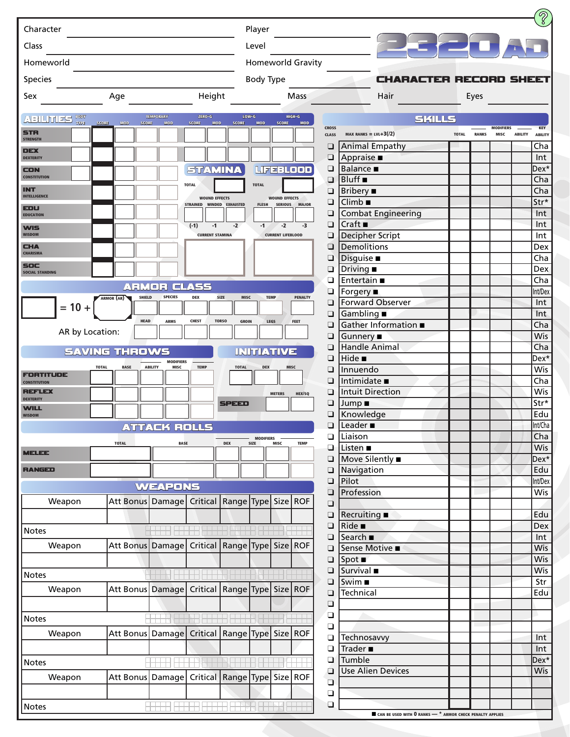# 2320 AD

## CHARACTER RECORD SHEET

Character ______ Player ______

Class ______ Level ______

Homeworld ______ Homeworld Gravity ______

Species ______ Body Type ______

Sex ______ Age ______ Height ______ Mass ______ Hair ______ Eyes ______

## ABILITIES

| | BODY TYPE | SCORE | MOD | TEMPORARY SCORE | TEMPORARY MOD | ZERO-G SCORE | ZERO-G MOD | LOW-G SCORE | LOW-G MOD | HIGH-G SCORE | HIGH-G MOD |
|---|---|---|---|---|---|---|---|---|---|---|---|
| STR STRENGTH | | | | | | | | | | | |
| DEX DEXTERITY | | | | | | | | | | | |
| CON CONSTITUTION | | | | | | | | | | | |
| INT INTELLIGENCE | | | | | | | | | | | |
| EDU EDUCATION | | | | | | | | | | | |
| WIS WISDOM | | | | | | | | | | | |
| CHA CHARISMA | | | | | | | | | | | |
| SOC SOCIAL STANDING | | | | | | | | | | | |

## STAMINA

TOTAL ______

WOUND EFFECTS

| STRAINED | WINDED | EXHAUSTED |
|---|---|---|
| | | |
| (-1) | -1 | -2 |

CURRENT STAMINA

## LIFEBLOOD

TOTAL ______

WOUND EFFECTS

| FLESH | SERIOUS | MAJOR |
|---|---|---|
| | | |
| -1 | -2 | -3 |

CURRENT LIFEBLOOD

## ARMOR CLASS

| | | ARMOR (AR) | SHIELD | SPECIES | DEX | SIZE | MISC | TEMP | PENALTY |
|---|---|---|---|---|---|---|---|---|---|
| | = 10 + | | | | | | | | |

AR by Location:

| HEAD | ARMS | CHEST | TORSO | GROIN | LEGS | FEET |
|---|---|---|---|---|---|---|
| | | | | | | |

## SAVING THROWS

| | TOTAL | BASE | ABILITY | MODIFIERS MISC | TEMP |
|---|---|---|---|---|---|
| FORTITUDE CONSTITUTION | | | | | |
| REFLEX DEXTERITY | | | | | |
| WILL WISDOM | | | | | |

## INITIATIVE

| TOTAL | DEX | MISC |
|---|---|---|
| | | |

| | METERS | HEX/SQ |
|---|---|---|
| SPEED | | |

## ATTACK ROLLS

| | TOTAL | BASE | DEX | MODIFIERS SIZE | MISC | TEMP |
|---|---|---|---|---|---|---|
| MELEE | | | | | | |
| RANGED | | | | | | |

## WEAPONS

| Weapon | Att Bonus | Damage | Critical | Range | Type | Size | ROF |
|---|---|---|---|---|---|---|---|
| | | | | | | | |
| Notes | | | | | | | |
| **Weapon** | **Att Bonus** | **Damage** | **Critical** | **Range** | **Type** | **Size** | **ROF** |
| | | | | | | | |
| Notes | | | | | | | |
| **Weapon** | **Att Bonus** | **Damage** | **Critical** | **Range** | **Type** | **Size** | **ROF** |
| | | | | | | | |
| Notes | | | | | | | |
| **Weapon** | **Att Bonus** | **Damage** | **Critical** | **Range** | **Type** | **Size** | **ROF** |
| | | | | | | | |
| Notes | | | | | | | |
| **Weapon** | **Att Bonus** | **Damage** | **Critical** | **Range** | **Type** | **Size** | **ROF** |
| | | | | | | | |
| Notes | | | | | | | |

## SKILLS

MAX RANKS = LVL+3(/2)

| CROSS CLASS | Skill | TOTAL | RANKS | MODIFIERS MISC | MODIFIERS ABILITY | KEY ABILITY |
|---|---|---|---|---|---|---|
| ❑ | Animal Empathy | | | | | Cha |
| ❑ | Appraise ■ | | | | | Int |
| ❑ | Balance ■ | | | | | Dex* |
| ❑ | Bluff ■ | | | | | Cha |
| ❑ | Bribery ■ | | | | | Cha |
| ❑ | Climb ■ | | | | | Str* |
| ❑ | Combat Engineering | | | | | Int |
| ❑ | Craft ■ | | | | | Int |
| ❑ | Decipher Script | | | | | Int |
| ❑ | Demolitions | | | | | Dex |
| ❑ | Disguise ■ | | | | | Cha |
| ❑ | Driving ■ | | | | | Dex |
| ❑ | Entertain ■ | | | | | Cha |
| ❑ | Forgery ■ | | | | | Int/Dex |
| ❑ | Forward Observer | | | | | Int |
| ❑ | Gambling ■ | | | | | Int |
| ❑ | Gather Information ■ | | | | | Cha |
| ❑ | Gunnery ■ | | | | | Wis |
| ❑ | Handle Animal | | | | | Cha |
| ❑ | Hide ■ | | | | | Dex* |
| ❑ | Innuendo | | | | | Wis |
| ❑ | Intimidate ■ | | | | | Cha |
| ❑ | Intuit Direction | | | | | Wis |
| ❑ | Jump ■ | | | | | Str* |
| ❑ | Knowledge | | | | | Edu |
| ❑ | Leader ■ | | | | | Int/Cha |
| ❑ | Liaison | | | | | Cha |
| ❑ | Listen ■ | | | | | Wis |
| ❑ | Move Silently ■ | | | | | Dex* |
| ❑ | Navigation | | | | | Edu |
| ❑ | Pilot | | | | | Int/Dex |
| ❑ | Profession | | | | | Wis |
| ❑ | | | | | | |
| ❑ | Recruiting ■ | | | | | Edu |
| ❑ | Ride ■ | | | | | Dex |
| ❑ | Search ■ | | | | | Int |
| ❑ | Sense Motive ■ | | | | | Wis |
| ❑ | Spot ■ | | | | | Wis |
| ❑ | Survival ■ | | | | | Wis |
| ❑ | Swim ■ | | | | | Str |
| ❑ | Technical | | | | | Edu |
| ❑ | | | | | | |
| ❑ | | | | | | |
| ❑ | | | | | | |
| ❑ | Technosavvy | | | | | Int |
| ❑ | Trader ■ | | | | | Int |
| ❑ | Tumble | | | | | Dex* |
| ❑ | Use Alien Devices | | | | | Wis |
| ❑ | | | | | | |
| ❑ | | | | | | |
| ❑ | | | | | | |

■ CAN BE USED WITH 0 RANKS — * ARMOR CHECK PENALTY APPLIES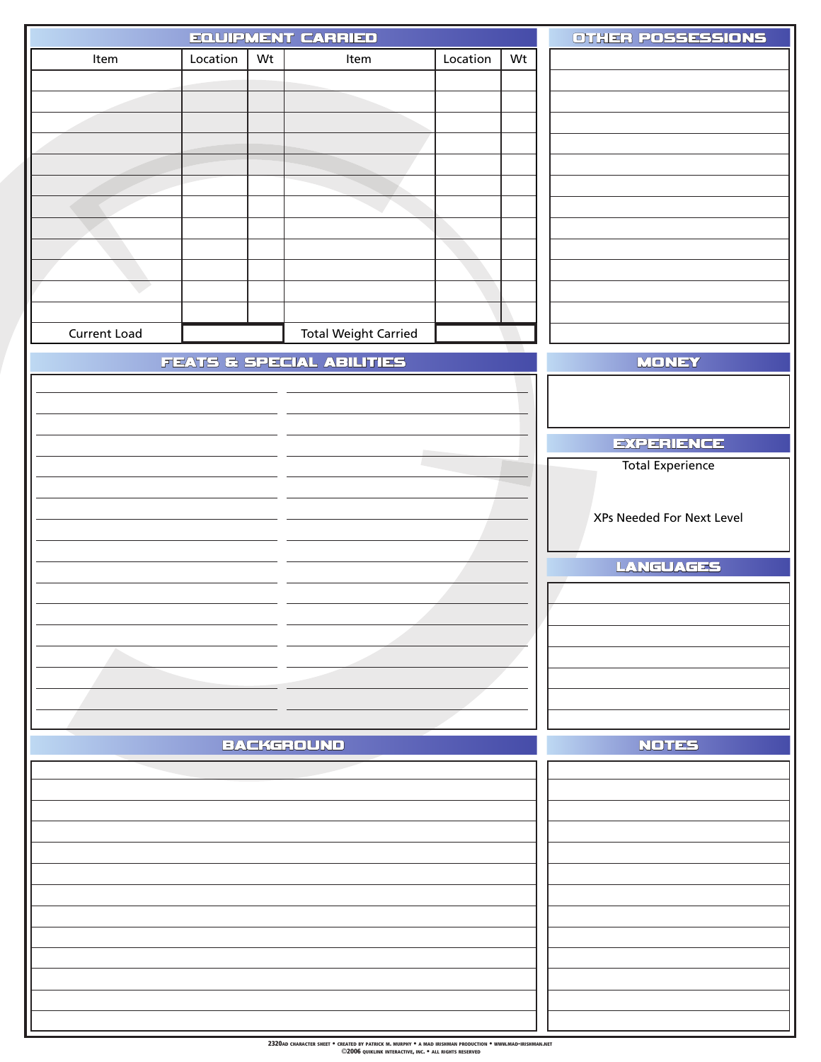## EQUIPMENT CARRIED

| Item | Location | Wt | Item | Location | Wt |
|---|---|---|---|---|---|
| | | | | | |
| | | | | | |
| | | | | | |
| | | | | | |
| | | | | | |
| | | | | | |
| | | | | | |
| | | | | | |
| | | | | | |
| | | | | | |
| | | | | | |
| | | | | | |
| Current Load | | | Total Weight Carried | | |

## OTHER POSSESSIONS

## FEATS & SPECIAL ABILITIES

## MONEY

## EXPERIENCE

Total Experience

XPs Needed For Next Level

## LANGUAGES

## BACKGROUND

## NOTES

2320AD CHARACTER SHEET • CREATED BY PATRICK M. MURPHY • A MAD IRISHMAN PRODUCTION • WWW.MAD-IRISHMAN.NET
©2006 QUIKLINK INTERACTIVE, INC. • ALL RIGHTS RESERVED